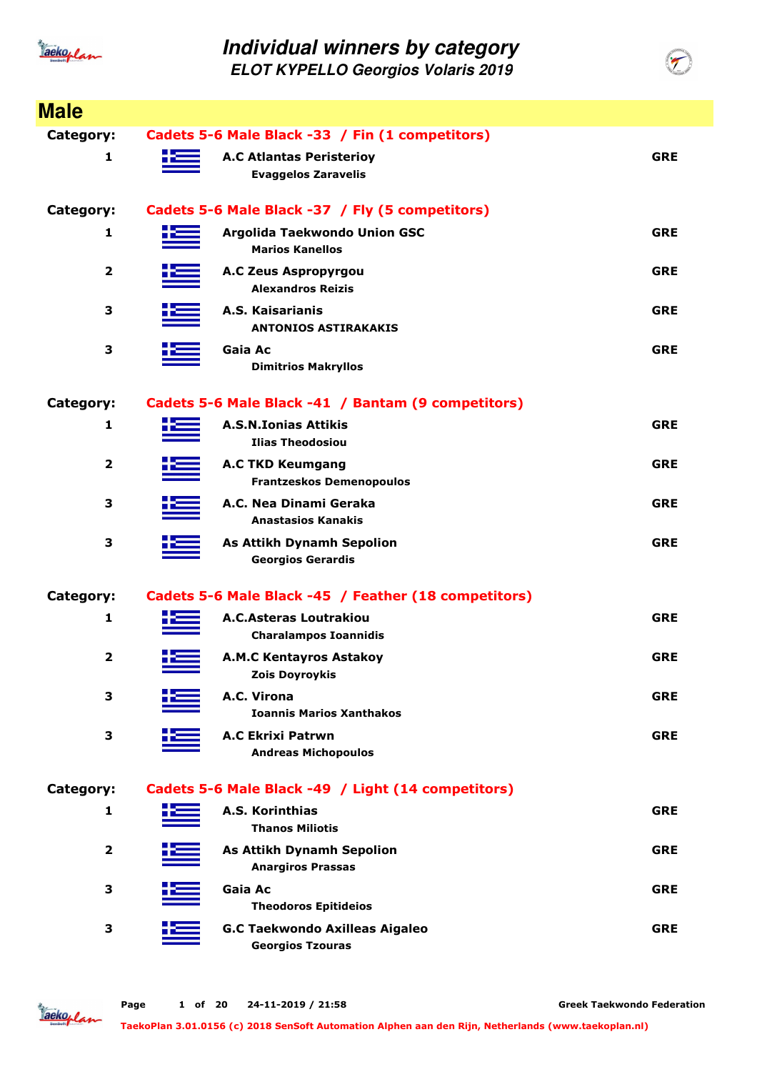# Individual winners by category

## ELOT KYPELLO Georgios Volaris 2019

## Male

### Category: Cadets 5-6 Male Black -33 / Fin (1 competitors)

| Place | Club / Athlete | Country |
|---|---|---|
| 1 | **A.C Atlantas Peristerioy**<br>Evaggelos Zaravelis | GRE |

### Category: Cadets 5-6 Male Black -37 / Fly (5 competitors)

| Place | Club / Athlete | Country |
|---|---|---|
| 1 | **Argolida Taekwondo Union GSC**<br>Marios Kanellos | GRE |
| 2 | **A.C Zeus Aspropyrgou**<br>Alexandros Reizis | GRE |
| 3 | **A.S. Kaisarianis**<br>ANTONIOS ASTIRAKAKIS | GRE |
| 3 | **Gaia Ac**<br>Dimitrios Makryllos | GRE |

### Category: Cadets 5-6 Male Black -41 / Bantam (9 competitors)

| Place | Club / Athlete | Country |
|---|---|---|
| 1 | **A.S.N.Ionias Attikis**<br>Ilias Theodosiou | GRE |
| 2 | **A.C TKD Keumgang**<br>Frantzeskos Demenopoulos | GRE |
| 3 | **A.C. Nea Dinami Geraka**<br>Anastasios Kanakis | GRE |
| 3 | **As Attikh Dynamh Sepolion**<br>Georgios Gerardis | GRE |

### Category: Cadets 5-6 Male Black -45 / Feather (18 competitors)

| Place | Club / Athlete | Country |
|---|---|---|
| 1 | **A.C.Asteras Loutrakiou**<br>Charalampos Ioannidis | GRE |
| 2 | **A.M.C Kentayros Astakoy**<br>Zois Doyroykis | GRE |
| 3 | **A.C. Virona**<br>Ioannis Marios Xanthakos | GRE |
| 3 | **A.C Ekrixi Patrwn**<br>Andreas Michopoulos | GRE |

### Category: Cadets 5-6 Male Black -49 / Light (14 competitors)

| Place | Club / Athlete | Country |
|---|---|---|
| 1 | **A.S. Korinthias**<br>Thanos Miliotis | GRE |
| 2 | **As Attikh Dynamh Sepolion**<br>Anargiros Prassas | GRE |
| 3 | **Gaia Ac**<br>Theodoros Epitideios | GRE |
| 3 | **G.C Taekwondo Axilleas Aigaleo**<br>Georgios Tzouras | GRE |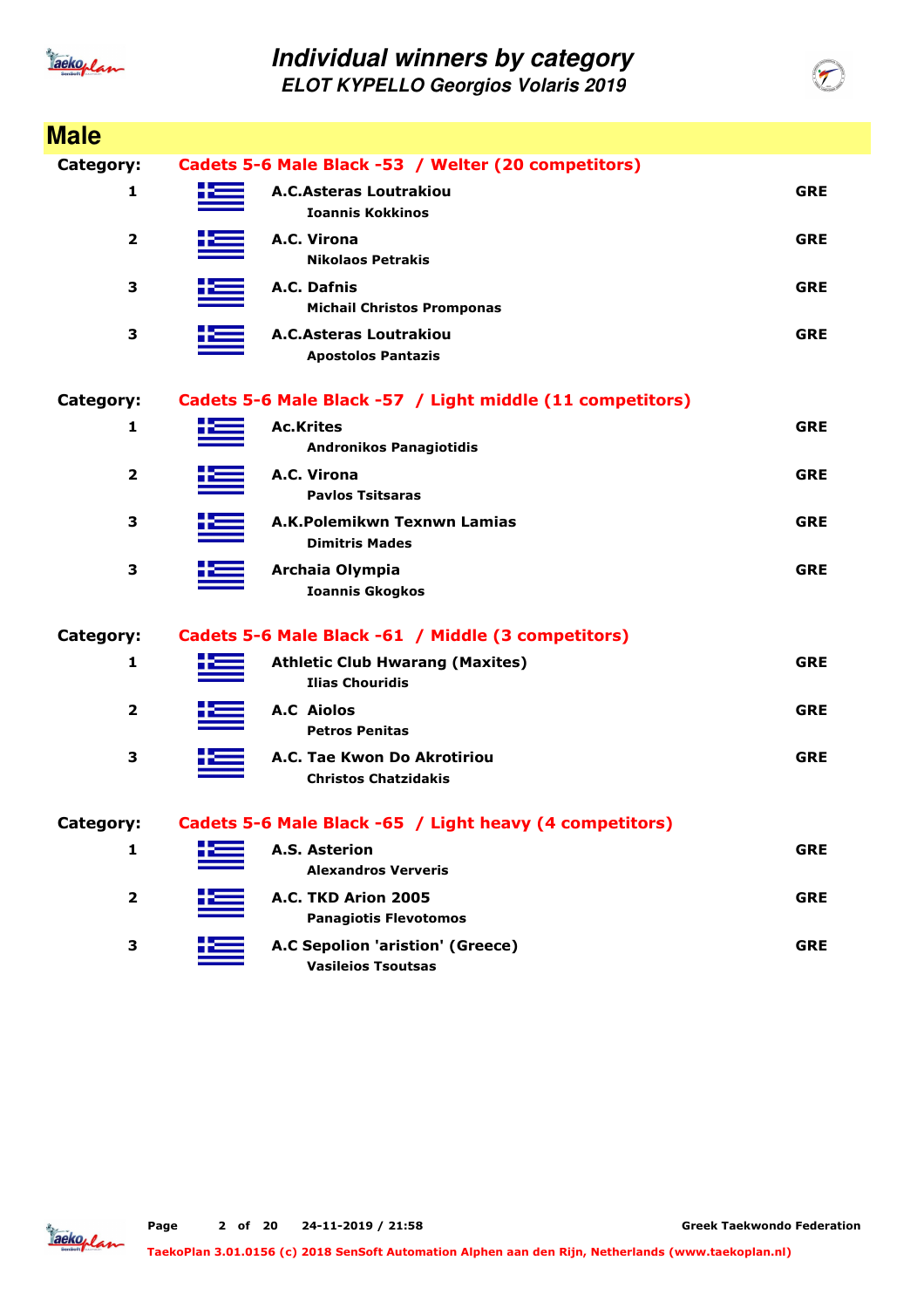# Individual winners by category
## ELOT KYPELLO Georgios Volaris 2019

## Male

**Category: Cadets 5-6 Male Black -53 / Welter (20 competitors)**

| Place | Club / Name | Country |
|---|---|---|
| 1 | **A.C.Asteras Loutrakiou**<br>Ioannis Kokkinos | GRE |
| 2 | **A.C. Virona**<br>Nikolaos Petrakis | GRE |
| 3 | **A.C. Dafnis**<br>Michail Christos Promponas | GRE |
| 3 | **A.C.Asteras Loutrakiou**<br>Apostolos Pantazis | GRE |

**Category: Cadets 5-6 Male Black -57 / Light middle (11 competitors)**

| Place | Club / Name | Country |
|---|---|---|
| 1 | **Ac.Krites**<br>Andronikos Panagiotidis | GRE |
| 2 | **A.C. Virona**<br>Pavlos Tsitsaras | GRE |
| 3 | **A.K.Polemikwn Texnwn Lamias**<br>Dimitris Mades | GRE |
| 3 | **Archaia Olympia**<br>Ioannis Gkogkos | GRE |

**Category: Cadets 5-6 Male Black -61 / Middle (3 competitors)**

| Place | Club / Name | Country |
|---|---|---|
| 1 | **Athletic Club Hwarang (Maxites)**<br>Ilias Chouridis | GRE |
| 2 | **A.C Aiolos**<br>Petros Penitas | GRE |
| 3 | **A.C. Tae Kwon Do Akrotiriou**<br>Christos Chatzidakis | GRE |

**Category: Cadets 5-6 Male Black -65 / Light heavy (4 competitors)**

| Place | Club / Name | Country |
|---|---|---|
| 1 | **A.S. Asterion**<br>Alexandros Ververis | GRE |
| 2 | **A.C. TKD Arion 2005**<br>Panagiotis Flevotomos | GRE |
| 3 | **A.C Sepolion 'aristion' (Greece)**<br>Vasileios Tsoutsas | GRE |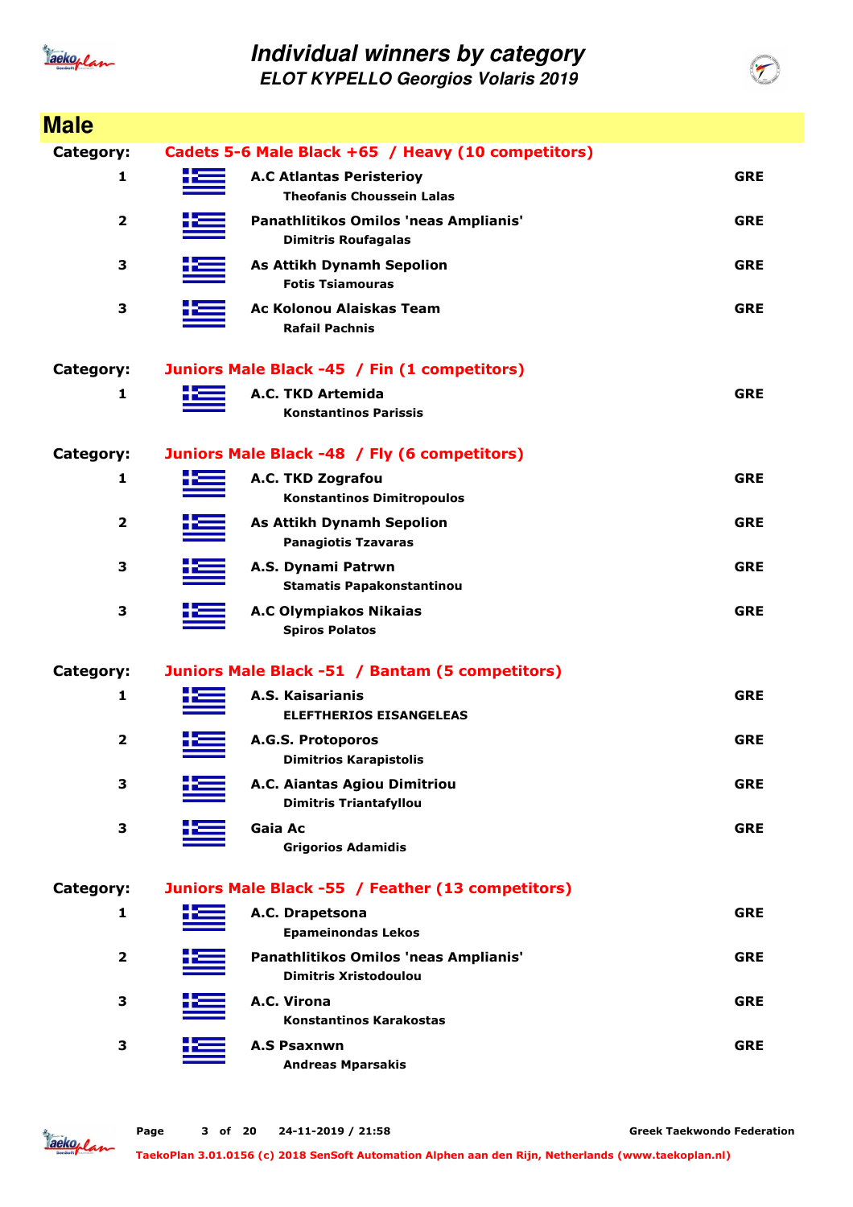# Individual winners by category

## ELOT KYPELLO Georgios Volaris 2019

## Male

### Category: Cadets 5-6 Male Black +65 / Heavy (10 competitors)

| Place | Club / Athlete | Country |
|---|---|---|
| 1 | **A.C Atlantas Peristerioy**<br>Theofanis Choussein Lalas | GRE |
| 2 | **Panathlitikos Omilos 'neas Amplianis'**<br>Dimitris Roufagalas | GRE |
| 3 | **As Attikh Dynamh Sepolion**<br>Fotis Tsiamouras | GRE |
| 3 | **Ac Kolonou Alaiskas Team**<br>Rafail Pachnis | GRE |

### Category: Juniors Male Black -45 / Fin (1 competitors)

| Place | Club / Athlete | Country |
|---|---|---|
| 1 | **A.C. TKD Artemida**<br>Konstantinos Parissis | GRE |

### Category: Juniors Male Black -48 / Fly (6 competitors)

| Place | Club / Athlete | Country |
|---|---|---|
| 1 | **A.C. TKD Zografou**<br>Konstantinos Dimitropoulos | GRE |
| 2 | **As Attikh Dynamh Sepolion**<br>Panagiotis Tzavaras | GRE |
| 3 | **A.S. Dynami Patrwn**<br>Stamatis Papakonstantinou | GRE |
| 3 | **A.C Olympiakos Nikaias**<br>Spiros Polatos | GRE |

### Category: Juniors Male Black -51 / Bantam (5 competitors)

| Place | Club / Athlete | Country |
|---|---|---|
| 1 | **A.S. Kaisarianis**<br>ELEFTHERIOS EISANGELEAS | GRE |
| 2 | **A.G.S. Protoporos**<br>Dimitrios Karapistolis | GRE |
| 3 | **A.C. Aiantas Agiou Dimitriou**<br>Dimitris Triantafyllou | GRE |
| 3 | **Gaia Ac**<br>Grigorios Adamidis | GRE |

### Category: Juniors Male Black -55 / Feather (13 competitors)

| Place | Club / Athlete | Country |
|---|---|---|
| 1 | **A.C. Drapetsona**<br>Epameinondas Lekos | GRE |
| 2 | **Panathlitikos Omilos 'neas Amplianis'**<br>Dimitris Xristodoulou | GRE |
| 3 | **A.C. Virona**<br>Konstantinos Karakostas | GRE |
| 3 | **A.S Psaxnwn**<br>Andreas Mparsakis | GRE |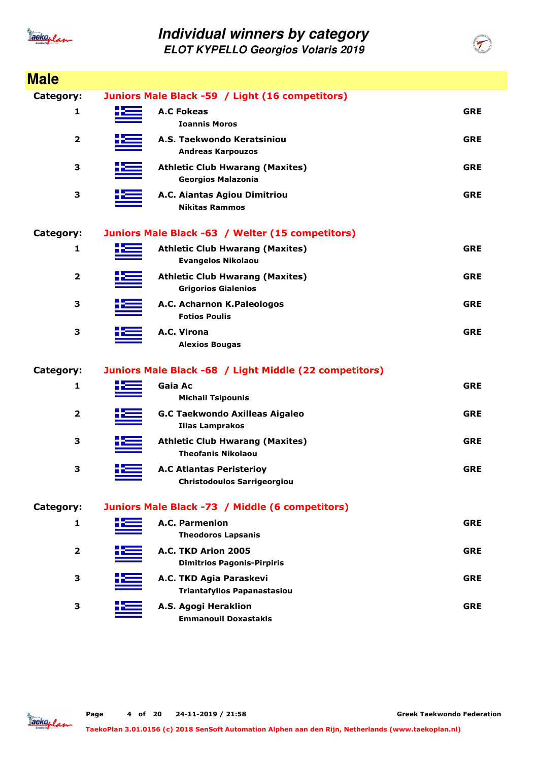# Individual winners by category

## ELOT KYPELLO Georgios Volaris 2019

## Male

**Category:** Juniors Male Black -59 / Light (16 competitors)

| Place | Club / Competitor | Country |
|---|---|---|
| 1 | **A.C Fokeas**<br>Ioannis Moros | GRE |
| 2 | **A.S. Taekwondo Keratsiniou**<br>Andreas Karpouzos | GRE |
| 3 | **Athletic Club Hwarang (Maxites)**<br>Georgios Malazonia | GRE |
| 3 | **A.C. Aiantas Agiou Dimitriou**<br>Nikitas Rammos | GRE |

**Category:** Juniors Male Black -63 / Welter (15 competitors)

| Place | Club / Competitor | Country |
|---|---|---|
| 1 | **Athletic Club Hwarang (Maxites)**<br>Evangelos Nikolaou | GRE |
| 2 | **Athletic Club Hwarang (Maxites)**<br>Grigorios Gialenios | GRE |
| 3 | **A.C. Acharnon K.Paleologos**<br>Fotios Poulis | GRE |
| 3 | **A.C. Virona**<br>Alexios Bougas | GRE |

**Category:** Juniors Male Black -68 / Light Middle (22 competitors)

| Place | Club / Competitor | Country |
|---|---|---|
| 1 | **Gaia Ac**<br>Michail Tsipounis | GRE |
| 2 | **G.C Taekwondo Axilleas Aigaleo**<br>Ilias Lamprakos | GRE |
| 3 | **Athletic Club Hwarang (Maxites)**<br>Theofanis Nikolaou | GRE |
| 3 | **A.C Atlantas Peristerioy**<br>Christodoulos Sarrigeorgiou | GRE |

**Category:** Juniors Male Black -73 / Middle (6 competitors)

| Place | Club / Competitor | Country |
|---|---|---|
| 1 | **A.C. Parmenion**<br>Theodoros Lapsanis | GRE |
| 2 | **A.C. TKD Arion 2005**<br>Dimitrios Pagonis-Pirpiris | GRE |
| 3 | **A.C. TKD Agia Paraskevi**<br>Triantafyllos Papanastasiou | GRE |
| 3 | **A.S. Agogi Heraklion**<br>Emmanouil Doxastakis | GRE |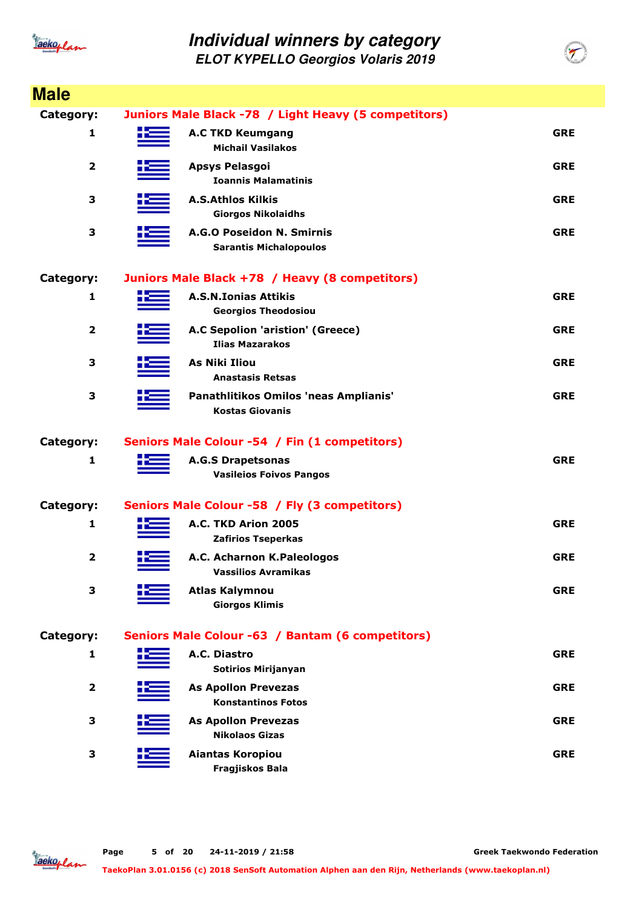# Individual winners by category

## ELOT KYPELLO Georgios Volaris 2019

## Male

| Category: | Juniors Male Black -78 / Light Heavy (5 competitors) | |
|---|---|---|
| 1 | **A.C TKD Keumgang**<br>Michail Vasilakos | GRE |
| 2 | **Apsys Pelasgoi**<br>Ioannis Malamatinis | GRE |
| 3 | **A.S.Athlos Kilkis**<br>Giorgos Nikolaidhs | GRE |
| 3 | **A.G.O Poseidon N. Smirnis**<br>Sarantis Michalopoulos | GRE |

| Category: | Juniors Male Black +78 / Heavy (8 competitors) | |
|---|---|---|
| 1 | **A.S.N.Ionias Attikis**<br>Georgios Theodosiou | GRE |
| 2 | **A.C Sepolion 'aristion' (Greece)**<br>Ilias Mazarakos | GRE |
| 3 | **As Niki Iliou**<br>Anastasis Retsas | GRE |
| 3 | **Panathlitikos Omilos 'neas Amplianis'**<br>Kostas Giovanis | GRE |

| Category: | Seniors Male Colour -54 / Fin (1 competitors) | |
|---|---|---|
| 1 | **A.G.S Drapetsonas**<br>Vasileios Foivos Pangos | GRE |

| Category: | Seniors Male Colour -58 / Fly (3 competitors) | |
|---|---|---|
| 1 | **A.C. TKD Arion 2005**<br>Zafirios Tseperkas | GRE |
| 2 | **A.C. Acharnon K.Paleologos**<br>Vassilios Avramikas | GRE |
| 3 | **Atlas Kalymnou**<br>Giorgos Klimis | GRE |

| Category: | Seniors Male Colour -63 / Bantam (6 competitors) | |
|---|---|---|
| 1 | **A.C. Diastro**<br>Sotirios Mirijanyan | GRE |
| 2 | **As Apollon Prevezas**<br>Konstantinos Fotos | GRE |
| 3 | **As Apollon Prevezas**<br>Nikolaos Gizas | GRE |
| 3 | **Aiantas Koropiou**<br>Fragjiskos Bala | GRE |

24-11-2019 / 21:58 — Greek Taekwondo Federation

TaekoPlan 3.01.0156 (c) 2018 SenSoft Automation Alphen aan den Rijn, Netherlands (www.taekoplan.nl)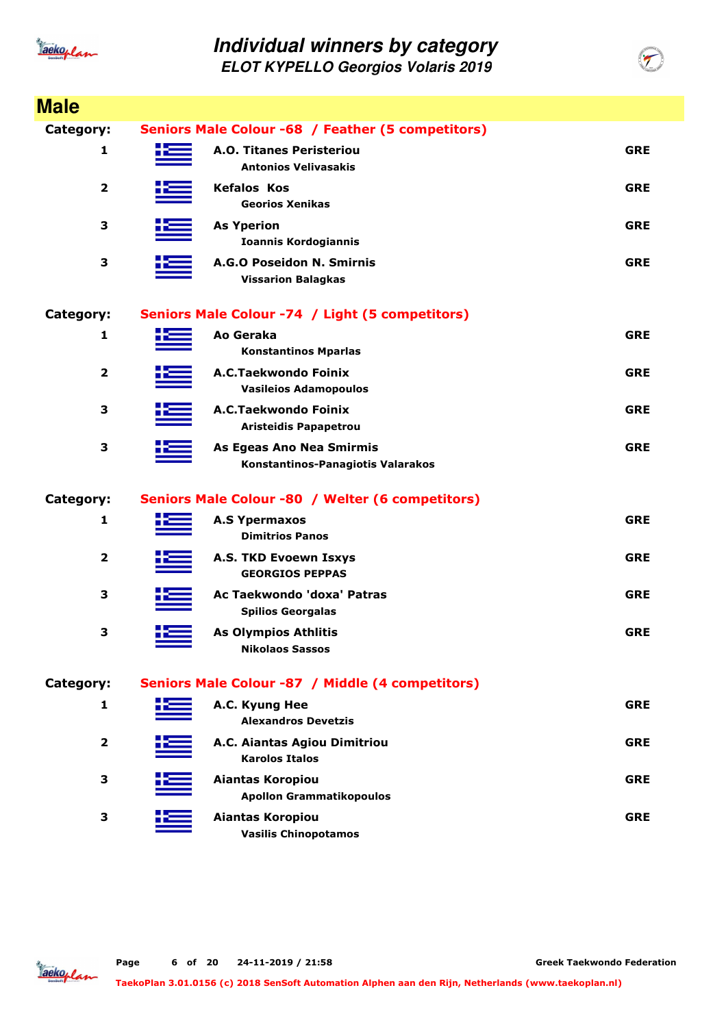# Individual winners by category

## ELOT KYPELLO Georgios Volaris 2019

## Male

**Category: Seniors Male Colour -68 / Feather (5 competitors)**

| Place | Club / Name | Country |
|---|---|---|
| 1 | **A.O. Titanes Peristeriou**<br>Antonios Velivasakis | GRE |
| 2 | **Kefalos Kos**<br>Georios Xenikas | GRE |
| 3 | **As Yperion**<br>Ioannis Kordogiannis | GRE |
| 3 | **A.G.O Poseidon N. Smirnis**<br>Vissarion Balagkas | GRE |

**Category: Seniors Male Colour -74 / Light (5 competitors)**

| Place | Club / Name | Country |
|---|---|---|
| 1 | **Ao Geraka**<br>Konstantinos Mparlas | GRE |
| 2 | **A.C.Taekwondo Foinix**<br>Vasileios Adamopoulos | GRE |
| 3 | **A.C.Taekwondo Foinix**<br>Aristeidis Papapetrou | GRE |
| 3 | **As Egeas Ano Nea Smirmis**<br>Konstantinos-Panagiotis Valarakos | GRE |

**Category: Seniors Male Colour -80 / Welter (6 competitors)**

| Place | Club / Name | Country |
|---|---|---|
| 1 | **A.S Ypermaxos**<br>Dimitrios Panos | GRE |
| 2 | **A.S. TKD Evoewn Isxys**<br>GEORGIOS PEPPAS | GRE |
| 3 | **Ac Taekwondo 'doxa' Patras**<br>Spilios Georgalas | GRE |
| 3 | **As Olympios Athlitis**<br>Nikolaos Sassos | GRE |

**Category: Seniors Male Colour -87 / Middle (4 competitors)**

| Place | Club / Name | Country |
|---|---|---|
| 1 | **A.C. Kyung Hee**<br>Alexandros Devetzis | GRE |
| 2 | **A.C. Aiantas Agiou Dimitriou**<br>Karolos Italos | GRE |
| 3 | **Aiantas Koropiou**<br>Apollon Grammatikopoulos | GRE |
| 3 | **Aiantas Koropiou**<br>Vasilis Chinopotamos | GRE |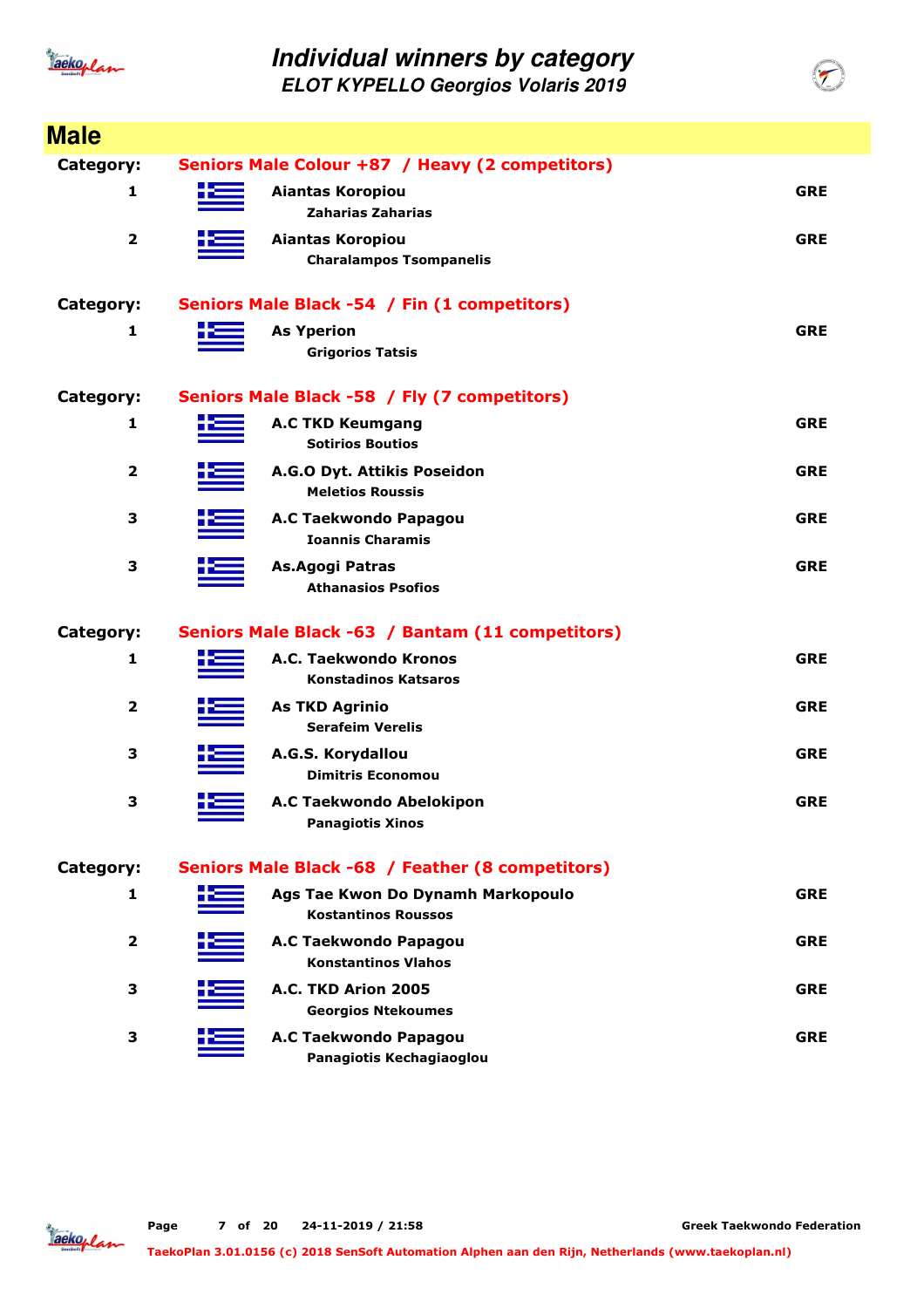# Individual winners by category

## ELOT KYPELLO Georgios Volaris 2019

## Male

**Category: Seniors Male Colour +87 / Heavy (2 competitors)**

| Place | Club / Name | Country |
|---|---|---|
| 1 | **Aiantas Koropiou** Zaharias Zaharias | GRE |
| 2 | **Aiantas Koropiou** Charalampos Tsompanelis | GRE |

**Category: Seniors Male Black -54 / Fin (1 competitors)**

| Place | Club / Name | Country |
|---|---|---|
| 1 | **As Yperion** Grigorios Tatsis | GRE |

**Category: Seniors Male Black -58 / Fly (7 competitors)**

| Place | Club / Name | Country |
|---|---|---|
| 1 | **A.C TKD Keumgang** Sotirios Boutios | GRE |
| 2 | **A.G.O Dyt. Attikis Poseidon** Meletios Roussis | GRE |
| 3 | **A.C Taekwondo Papagou** Ioannis Charamis | GRE |
| 3 | **As.Agogi Patras** Athanasios Psofios | GRE |

**Category: Seniors Male Black -63 / Bantam (11 competitors)**

| Place | Club / Name | Country |
|---|---|---|
| 1 | **A.C. Taekwondo Kronos** Konstadinos Katsaros | GRE |
| 2 | **As TKD Agrinio** Serafeim Verelis | GRE |
| 3 | **A.G.S. Korydallou** Dimitris Economou | GRE |
| 3 | **A.C Taekwondo Abelokipon** Panagiotis Xinos | GRE |

**Category: Seniors Male Black -68 / Feather (8 competitors)**

| Place | Club / Name | Country |
|---|---|---|
| 1 | **Ags Tae Kwon Do Dynamh Markopoulo** Kostantinos Roussos | GRE |
| 2 | **A.C Taekwondo Papagou** Konstantinos Vlahos | GRE |
| 3 | **A.C. TKD Arion 2005** Georgios Ntekoumes | GRE |
| 3 | **A.C Taekwondo Papagou** Panagiotis Kechagiaoglou | GRE |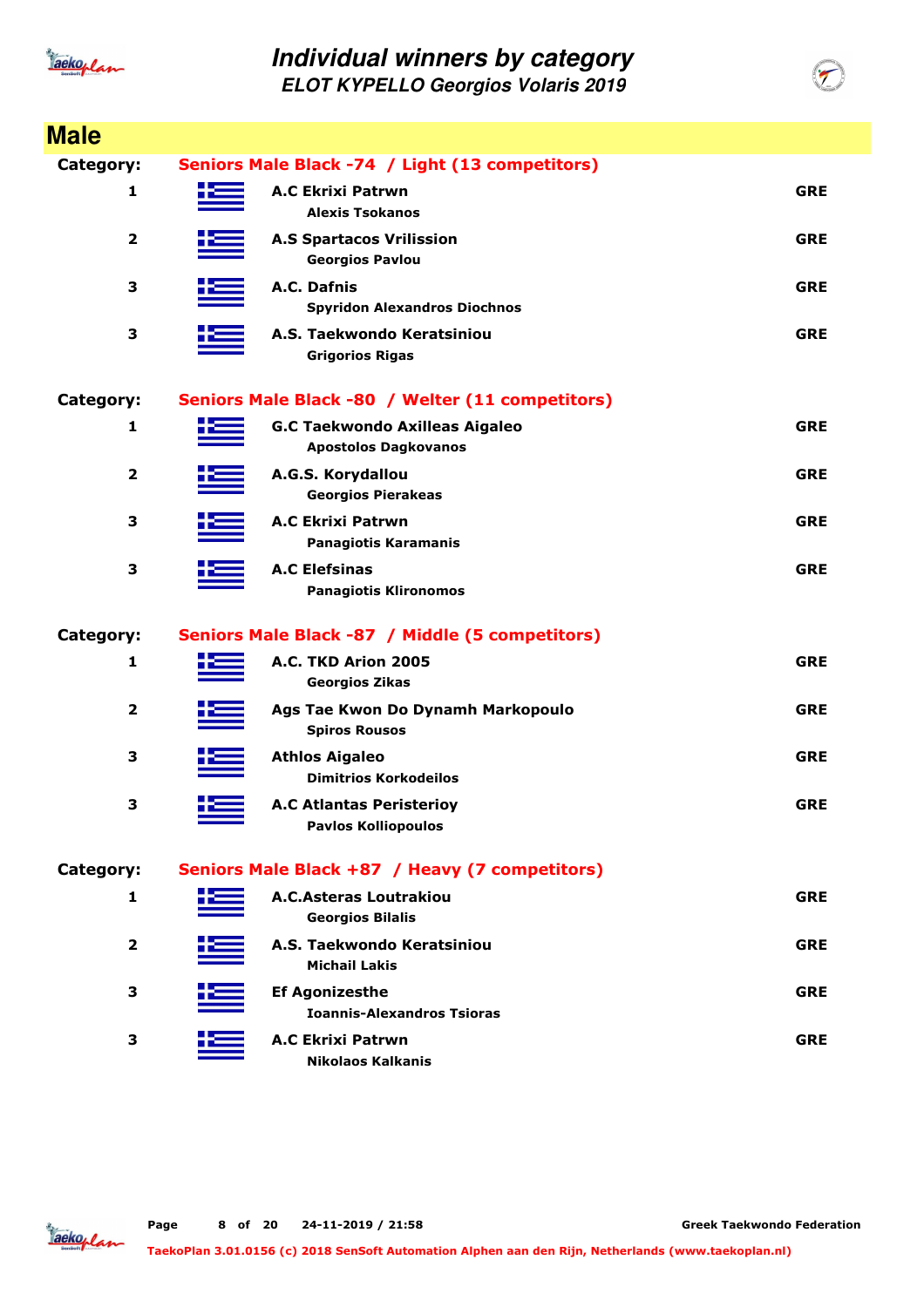# Individual winners by category

## ELOT KYPELLO Georgios Volaris 2019

## Male

**Category:** Seniors Male Black -74 / Light (13 competitors)

| Place | Club / Athlete | Country |
|---|---|---|
| 1 | **A.C Ekrixi Patrwn**<br>Alexis Tsokanos | GRE |
| 2 | **A.S Spartacos Vrilission**<br>Georgios Pavlou | GRE |
| 3 | **A.C. Dafnis**<br>Spyridon Alexandros Diochnos | GRE |
| 3 | **A.S. Taekwondo Keratsiniou**<br>Grigorios Rigas | GRE |

**Category:** Seniors Male Black -80 / Welter (11 competitors)

| Place | Club / Athlete | Country |
|---|---|---|
| 1 | **G.C Taekwondo Axilleas Aigaleo**<br>Apostolos Dagkovanos | GRE |
| 2 | **A.G.S. Korydallou**<br>Georgios Pierakeas | GRE |
| 3 | **A.C Ekrixi Patrwn**<br>Panagiotis Karamanis | GRE |
| 3 | **A.C Elefsinas**<br>Panagiotis Klironomos | GRE |

**Category:** Seniors Male Black -87 / Middle (5 competitors)

| Place | Club / Athlete | Country |
|---|---|---|
| 1 | **A.C. TKD Arion 2005**<br>Georgios Zikas | GRE |
| 2 | **Ags Tae Kwon Do Dynamh Markopoulo**<br>Spiros Rousos | GRE |
| 3 | **Athlos Aigaleo**<br>Dimitrios Korkodeilos | GRE |
| 3 | **A.C Atlantas Peristerioy**<br>Pavlos Kolliopoulos | GRE |

**Category:** Seniors Male Black +87 / Heavy (7 competitors)

| Place | Club / Athlete | Country |
|---|---|---|
| 1 | **A.C.Asteras Loutrakiou**<br>Georgios Bilalis | GRE |
| 2 | **A.S. Taekwondo Keratsiniou**<br>Michail Lakis | GRE |
| 3 | **Ef Agonizesthe**<br>Ioannis-Alexandros Tsioras | GRE |
| 3 | **A.C Ekrixi Patrwn**<br>Nikolaos Kalkanis | GRE |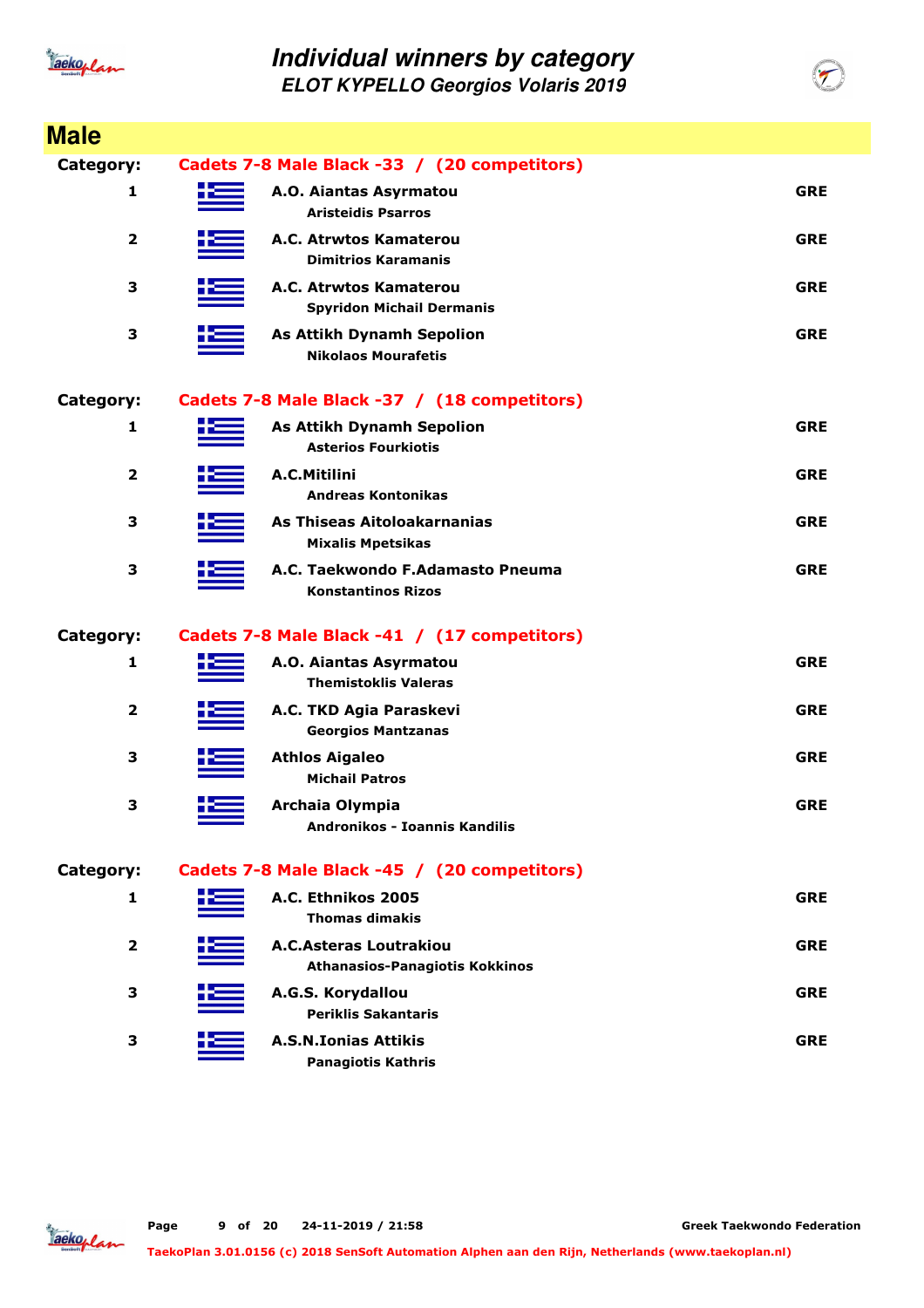# Individual winners by category

## ELOT KYPELLO Georgios Volaris 2019

## Male

**Category: Cadets 7-8 Male Black -33 / (20 competitors)**

| Place | Club / Athlete | Country |
|---|---|---|
| 1 | **A.O. Aiantas Asyrmatou**<br>Aristeidis Psarros | GRE |
| 2 | **A.C. Atrwtos Kamaterou**<br>Dimitrios Karamanis | GRE |
| 3 | **A.C. Atrwtos Kamaterou**<br>Spyridon Michail Dermanis | GRE |
| 3 | **As Attikh Dynamh Sepolion**<br>Nikolaos Mourafetis | GRE |

**Category: Cadets 7-8 Male Black -37 / (18 competitors)**

| Place | Club / Athlete | Country |
|---|---|---|
| 1 | **As Attikh Dynamh Sepolion**<br>Asterios Fourkiotis | GRE |
| 2 | **A.C.Mitilini**<br>Andreas Kontonikas | GRE |
| 3 | **As Thiseas Aitoloakarnanias**<br>Mixalis Mpetsikas | GRE |
| 3 | **A.C. Taekwondo F.Adamasto Pneuma**<br>Konstantinos Rizos | GRE |

**Category: Cadets 7-8 Male Black -41 / (17 competitors)**

| Place | Club / Athlete | Country |
|---|---|---|
| 1 | **A.O. Aiantas Asyrmatou**<br>Themistoklis Valeras | GRE |
| 2 | **A.C. TKD Agia Paraskevi**<br>Georgios Mantzanas | GRE |
| 3 | **Athlos Aigaleo**<br>Michail Patros | GRE |
| 3 | **Archaia Olympia**<br>Andronikos - Ioannis Kandilis | GRE |

**Category: Cadets 7-8 Male Black -45 / (20 competitors)**

| Place | Club / Athlete | Country |
|---|---|---|
| 1 | **A.C. Ethnikos 2005**<br>Thomas dimakis | GRE |
| 2 | **A.C.Asteras Loutrakiou**<br>Athanasios-Panagiotis Kokkinos | GRE |
| 3 | **A.G.S. Korydallou**<br>Periklis Sakantaris | GRE |
| 3 | **A.S.N.Ionias Attikis**<br>Panagiotis Kathris | GRE |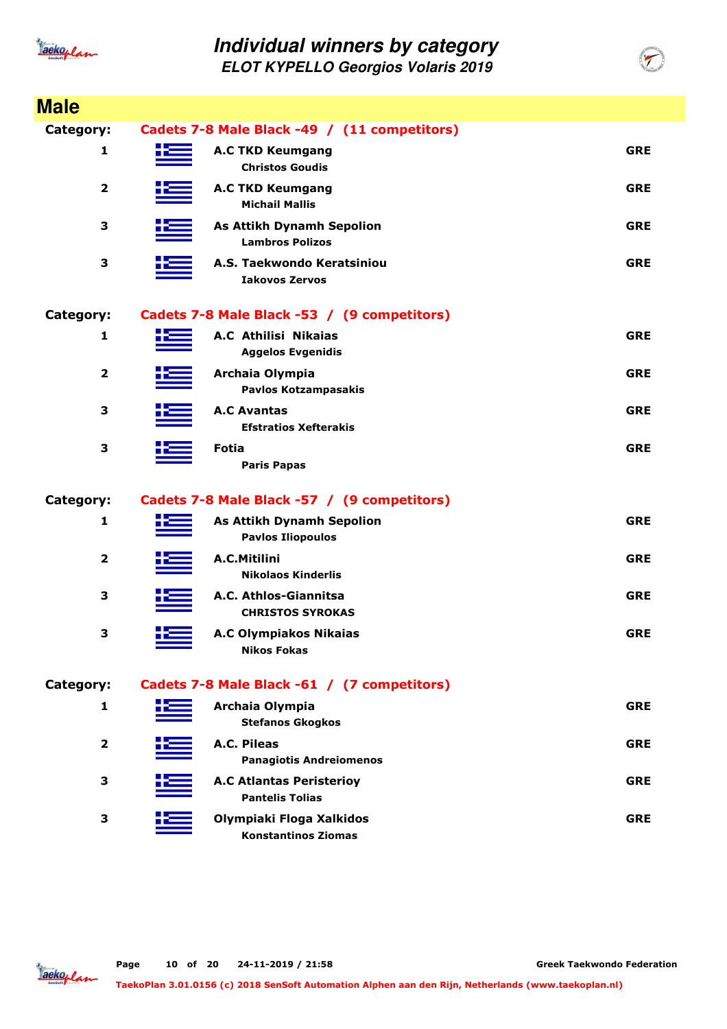# Individual winners by category

## ELOT KYPELLO Georgios Volaris 2019

## Male

**Category: Cadets 7-8 Male Black -49 / (11 competitors)**

| Place | Club / Name | Country |
|---|---|---|
| 1 | **A.C TKD Keumgang**<br>Christos Goudis | GRE |
| 2 | **A.C TKD Keumgang**<br>Michail Mallis | GRE |
| 3 | **As Attikh Dynamh Sepolion**<br>Lambros Polizos | GRE |
| 3 | **A.S. Taekwondo Keratsiniou**<br>Iakovos Zervos | GRE |

**Category: Cadets 7-8 Male Black -53 / (9 competitors)**

| Place | Club / Name | Country |
|---|---|---|
| 1 | **A.C Athilisi Nikaias**<br>Aggelos Evgenidis | GRE |
| 2 | **Archaia Olympia**<br>Pavlos Kotzampasakis | GRE |
| 3 | **A.C Avantas**<br>Efstratios Xefterakis | GRE |
| 3 | **Fotia**<br>Paris Papas | GRE |

**Category: Cadets 7-8 Male Black -57 / (9 competitors)**

| Place | Club / Name | Country |
|---|---|---|
| 1 | **As Attikh Dynamh Sepolion**<br>Pavlos Iliopoulos | GRE |
| 2 | **A.C.Mitilini**<br>Nikolaos Kinderlis | GRE |
| 3 | **A.C. Athlos-Giannitsa**<br>CHRISTOS SYROKAS | GRE |
| 3 | **A.C Olympiakos Nikaias**<br>Nikos Fokas | GRE |

**Category: Cadets 7-8 Male Black -61 / (7 competitors)**

| Place | Club / Name | Country |
|---|---|---|
| 1 | **Archaia Olympia**<br>Stefanos Gkogkos | GRE |
| 2 | **A.C. Pileas**<br>Panagiotis Andreiomenos | GRE |
| 3 | **A.C Atlantas Peristerioy**<br>Pantelis Tolias | GRE |
| 3 | **Olympiaki Floga Xalkidos**<br>Konstantinos Ziomas | GRE |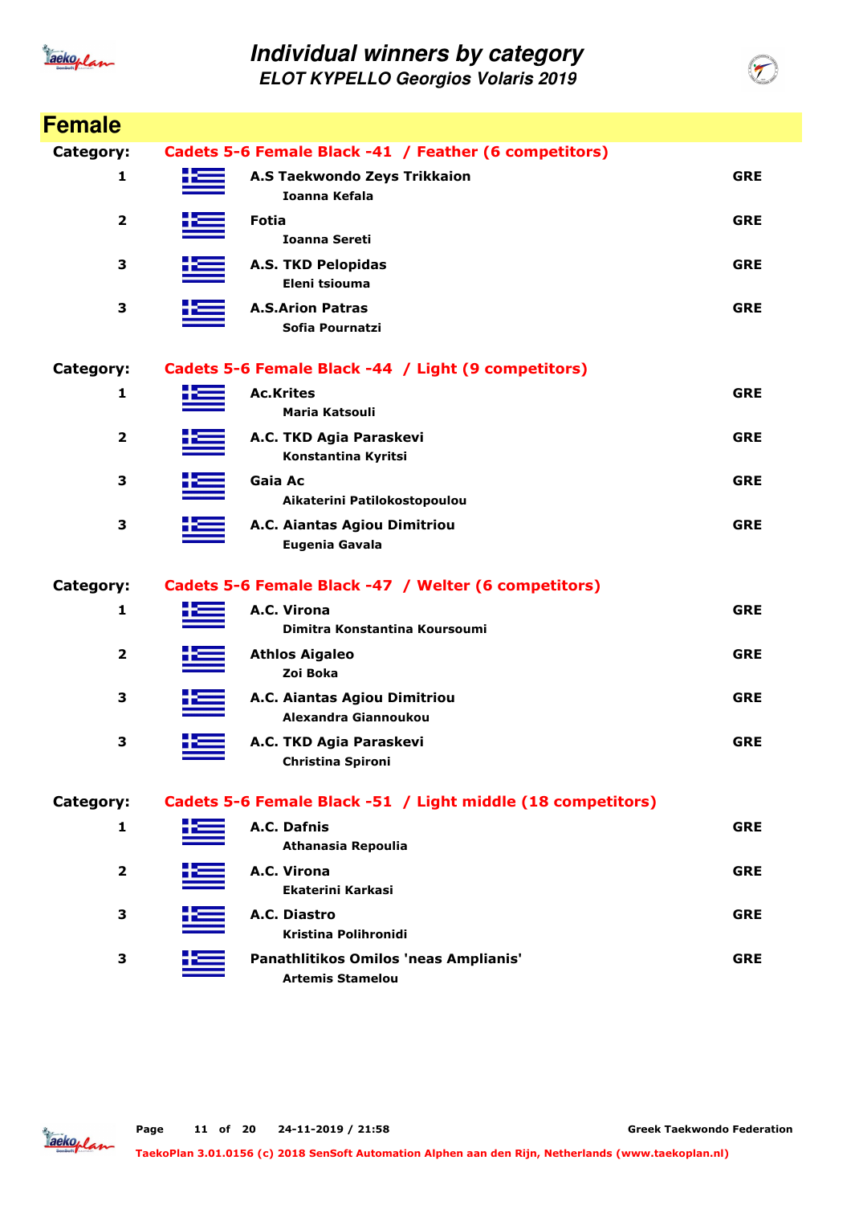# Individual winners by category

## ELOT KYPELLO Georgios Volaris 2019

## Female

**Category: Cadets 5-6 Female Black -41 / Feather (6 competitors)**

| Place | Club / Name | Country |
|---|---|---|
| 1 | **A.S Taekwondo Zeys Trikkaion** Ioanna Kefala | GRE |
| 2 | **Fotia** Ioanna Sereti | GRE |
| 3 | **A.S. TKD Pelopidas** Eleni tsiouma | GRE |
| 3 | **A.S.Arion Patras** Sofia Pournatzi | GRE |

**Category: Cadets 5-6 Female Black -44 / Light (9 competitors)**

| Place | Club / Name | Country |
|---|---|---|
| 1 | **Ac.Krites** Maria Katsouli | GRE |
| 2 | **A.C. TKD Agia Paraskevi** Konstantina Kyritsi | GRE |
| 3 | **Gaia Ac** Aikaterini Patilokostopoulou | GRE |
| 3 | **A.C. Aiantas Agiou Dimitriou** Eugenia Gavala | GRE |

**Category: Cadets 5-6 Female Black -47 / Welter (6 competitors)**

| Place | Club / Name | Country |
|---|---|---|
| 1 | **A.C. Virona** Dimitra Konstantina Koursoumi | GRE |
| 2 | **Athlos Aigaleo** Zoi Boka | GRE |
| 3 | **A.C. Aiantas Agiou Dimitriou** Alexandra Giannoukou | GRE |
| 3 | **A.C. TKD Agia Paraskevi** Christina Spironi | GRE |

**Category: Cadets 5-6 Female Black -51 / Light middle (18 competitors)**

| Place | Club / Name | Country |
|---|---|---|
| 1 | **A.C. Dafnis** Athanasia Repoulia | GRE |
| 2 | **A.C. Virona** Ekaterini Karkasi | GRE |
| 3 | **A.C. Diastro** Kristina Polihronidi | GRE |
| 3 | **Panathlitikos Omilos 'neas Amplianis'** Artemis Stamelou | GRE |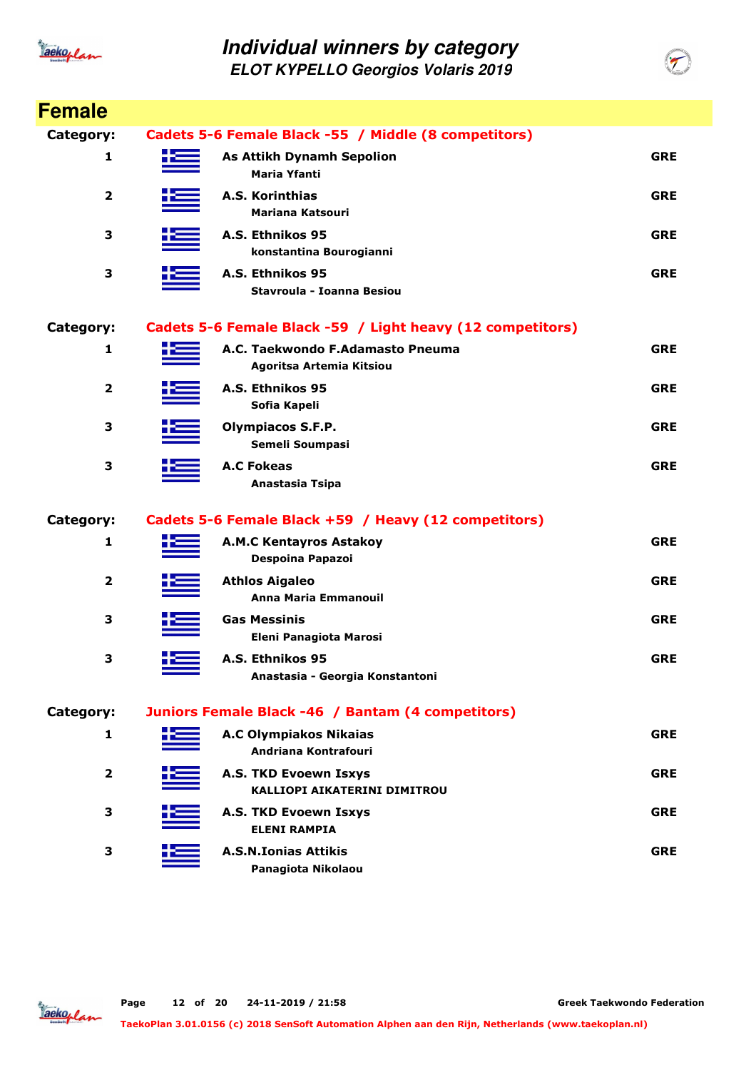# Individual winners by category

## ELOT KYPELLO Georgios Volaris 2019

## Female

**Category: Cadets 5-6 Female Black -55 / Middle (8 competitors)**

| Place | Club / Name | Country |
|---|---|---|
| 1 | **As Attikh Dynamh Sepolion**<br>Maria Yfanti | GRE |
| 2 | **A.S. Korinthias**<br>Mariana Katsouri | GRE |
| 3 | **A.S. Ethnikos 95**<br>konstantina Bourogianni | GRE |
| 3 | **A.S. Ethnikos 95**<br>Stavroula - Ioanna Besiou | GRE |

**Category: Cadets 5-6 Female Black -59 / Light heavy (12 competitors)**

| Place | Club / Name | Country |
|---|---|---|
| 1 | **A.C. Taekwondo F.Adamasto Pneuma**<br>Agoritsa Artemia Kitsiou | GRE |
| 2 | **A.S. Ethnikos 95**<br>Sofia Kapeli | GRE |
| 3 | **Olympiacos S.F.P.**<br>Semeli Soumpasi | GRE |
| 3 | **A.C Fokeas**<br>Anastasia Tsipa | GRE |

**Category: Cadets 5-6 Female Black +59 / Heavy (12 competitors)**

| Place | Club / Name | Country |
|---|---|---|
| 1 | **A.M.C Kentayros Astakoy**<br>Despoina Papazoi | GRE |
| 2 | **Athlos Aigaleo**<br>Anna Maria Emmanouil | GRE |
| 3 | **Gas Messinis**<br>Eleni Panagiota Marosi | GRE |
| 3 | **A.S. Ethnikos 95**<br>Anastasia - Georgia Konstantoni | GRE |

**Category: Juniors Female Black -46 / Bantam (4 competitors)**

| Place | Club / Name | Country |
|---|---|---|
| 1 | **A.C Olympiakos Nikaias**<br>Andriana Kontrafouri | GRE |
| 2 | **A.S. TKD Evoewn Isxys**<br>KALLIOPI AIKATERINI DIMITROU | GRE |
| 3 | **A.S. TKD Evoewn Isxys**<br>ELENI RAMPIA | GRE |
| 3 | **A.S.N.Ionias Attikis**<br>Panagiota Nikolaou | GRE |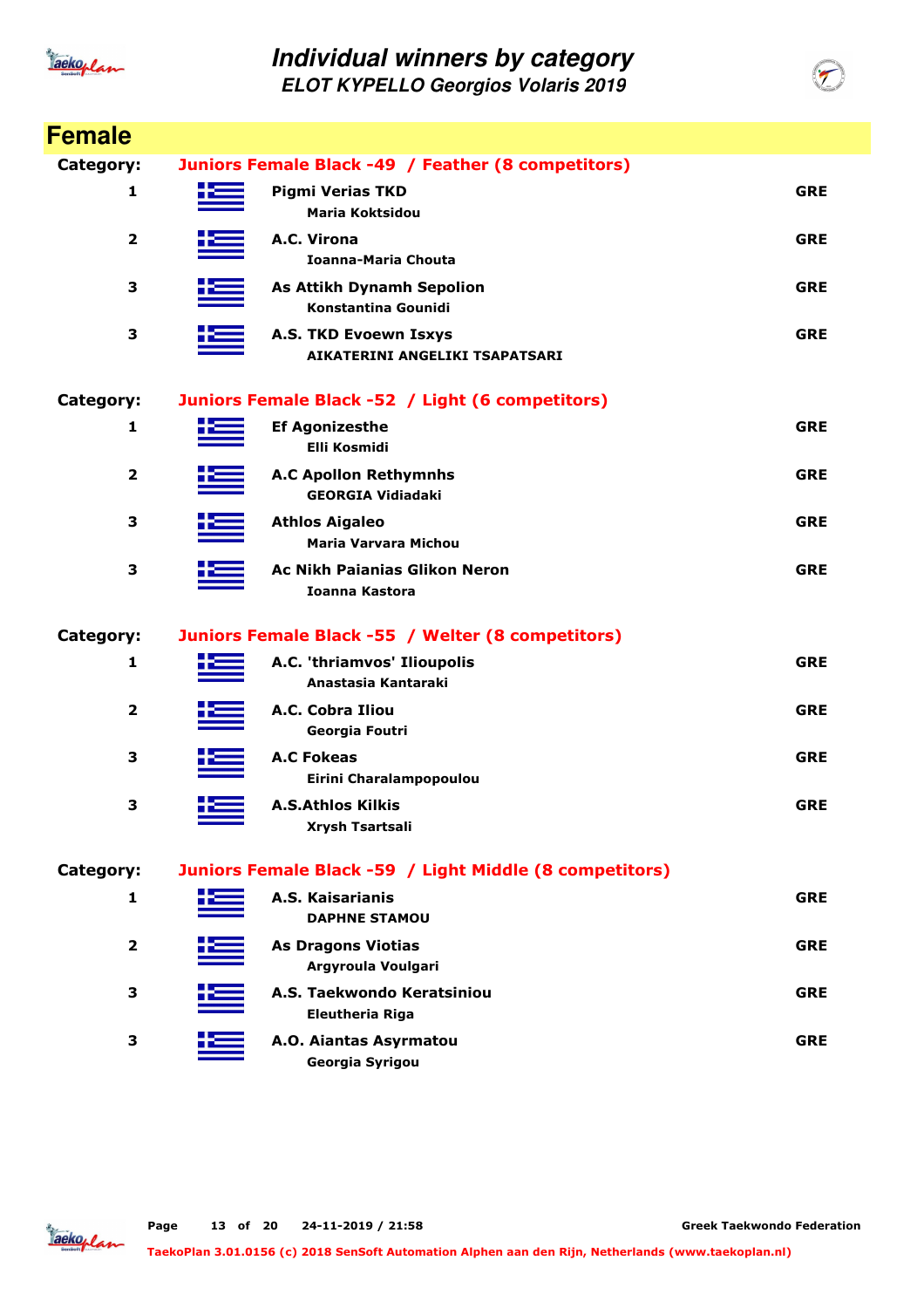# Individual winners by category

## ELOT KYPELLO Georgios Volaris 2019

## Female

**Category: Juniors Female Black -49 / Feather (8 competitors)**

| Place | Club / Name | Country |
|---|---|---|
| 1 | **Pigmi Verias TKD**<br>Maria Koktsidou | GRE |
| 2 | **A.C. Virona**<br>Ioanna-Maria Chouta | GRE |
| 3 | **As Attikh Dynamh Sepolion**<br>Konstantina Gounidi | GRE |
| 3 | **A.S. TKD Evoewn Isxys**<br>AIKATERINI ANGELIKI TSAPATSARI | GRE |

**Category: Juniors Female Black -52 / Light (6 competitors)**

| Place | Club / Name | Country |
|---|---|---|
| 1 | **Ef Agonizesthe**<br>Elli Kosmidi | GRE |
| 2 | **A.C Apollon Rethymnhs**<br>GEORGIA Vidiadaki | GRE |
| 3 | **Athlos Aigaleo**<br>Maria Varvara Michou | GRE |
| 3 | **Ac Nikh Paianias Glikon Neron**<br>Ioanna Kastora | GRE |

**Category: Juniors Female Black -55 / Welter (8 competitors)**

| Place | Club / Name | Country |
|---|---|---|
| 1 | **A.C. 'thriamvos' Ilioupolis**<br>Anastasia Kantaraki | GRE |
| 2 | **A.C. Cobra Iliou**<br>Georgia Foutri | GRE |
| 3 | **A.C Fokeas**<br>Eirini Charalampopoulou | GRE |
| 3 | **A.S.Athlos Kilkis**<br>Xrysh Tsartsali | GRE |

**Category: Juniors Female Black -59 / Light Middle (8 competitors)**

| Place | Club / Name | Country |
|---|---|---|
| 1 | **A.S. Kaisarianis**<br>DAPHNE STAMOU | GRE |
| 2 | **As Dragons Viotias**<br>Argyroula Voulgari | GRE |
| 3 | **A.S. Taekwondo Keratsiniou**<br>Eleutheria Riga | GRE |
| 3 | **A.O. Aiantas Asyrmatou**<br>Georgia Syrigou | GRE |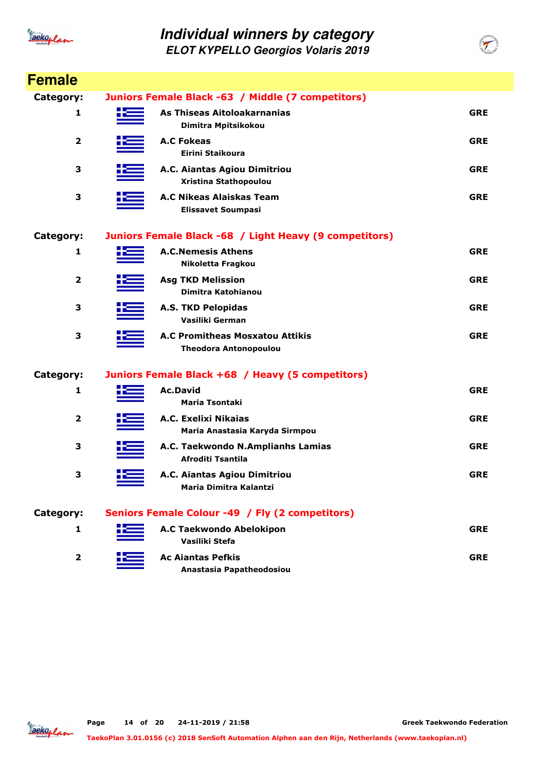# Individual winners by category

## ELOT KYPELLO Georgios Volaris 2019

## Female

**Category: Juniors Female Black -63 / Middle (7 competitors)**

| Place | Club / Name | Country |
|---|---|---|
| 1 | **As Thiseas Aitoloakarnanias**<br>Dimitra Mpitsikokou | GRE |
| 2 | **A.C Fokeas**<br>Eirini Staikoura | GRE |
| 3 | **A.C. Aiantas Agiou Dimitriou**<br>Xristina Stathopoulou | GRE |
| 3 | **A.C Nikeas Alaiskas Team**<br>Elissavet Soumpasi | GRE |

**Category: Juniors Female Black -68 / Light Heavy (9 competitors)**

| Place | Club / Name | Country |
|---|---|---|
| 1 | **A.C.Nemesis Athens**<br>Nikoletta Fragkou | GRE |
| 2 | **Asg TKD Melission**<br>Dimitra Katohianou | GRE |
| 3 | **A.S. TKD Pelopidas**<br>Vasiliki German | GRE |
| 3 | **A.C Promitheas Mosxatou Attikis**<br>Theodora Antonopoulou | GRE |

**Category: Juniors Female Black +68 / Heavy (5 competitors)**

| Place | Club / Name | Country |
|---|---|---|
| 1 | **Ac.David**<br>Maria Tsontaki | GRE |
| 2 | **A.C. Exelixi Nikaias**<br>Maria Anastasia Karyda Sirmpou | GRE |
| 3 | **A.C. Taekwondo N.Amplianhs Lamias**<br>Afroditi Tsantila | GRE |
| 3 | **A.C. Aiantas Agiou Dimitriou**<br>Maria Dimitra Kalantzi | GRE |

**Category: Seniors Female Colour -49 / Fly (2 competitors)**

| Place | Club / Name | Country |
|---|---|---|
| 1 | **A.C Taekwondo Abelokipon**<br>Vasiliki Stefa | GRE |
| 2 | **Ac Aiantas Pefkis**<br>Anastasia Papatheodosiou | GRE |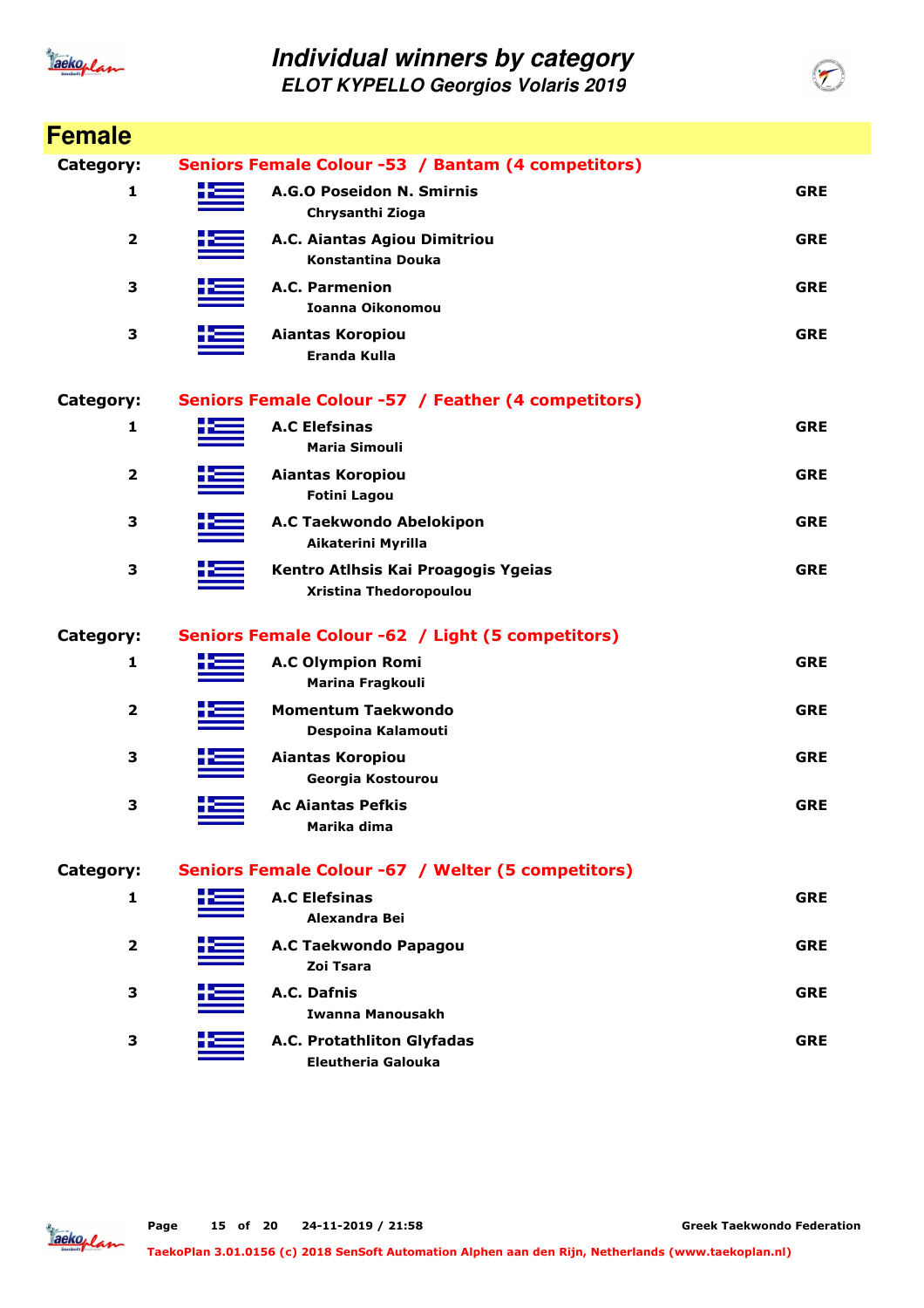# Individual winners by category

## ELOT KYPELLO Georgios Volaris 2019

## Female

**Category: Seniors Female Colour -53 / Bantam (4 competitors)**

| Place | Club / Competitor | Country |
|---|---|---|
| 1 | **A.G.O Poseidon N. Smirnis**<br>Chrysanthi Zioga | GRE |
| 2 | **A.C. Aiantas Agiou Dimitriou**<br>Konstantina Douka | GRE |
| 3 | **A.C. Parmenion**<br>Ioanna Oikonomou | GRE |
| 3 | **Aiantas Koropiou**<br>Eranda Kulla | GRE |

**Category: Seniors Female Colour -57 / Feather (4 competitors)**

| Place | Club / Competitor | Country |
|---|---|---|
| 1 | **A.C Elefsinas**<br>Maria Simouli | GRE |
| 2 | **Aiantas Koropiou**<br>Fotini Lagou | GRE |
| 3 | **A.C Taekwondo Abelokipon**<br>Aikaterini Myrilla | GRE |
| 3 | **Kentro Atlhsis Kai Proagogis Ygeias**<br>Xristina Thedoropoulou | GRE |

**Category: Seniors Female Colour -62 / Light (5 competitors)**

| Place | Club / Competitor | Country |
|---|---|---|
| 1 | **A.C Olympion Romi**<br>Marina Fragkouli | GRE |
| 2 | **Momentum Taekwondo**<br>Despoina Kalamouti | GRE |
| 3 | **Aiantas Koropiou**<br>Georgia Kostourou | GRE |
| 3 | **Ac Aiantas Pefkis**<br>Marika dima | GRE |

**Category: Seniors Female Colour -67 / Welter (5 competitors)**

| Place | Club / Competitor | Country |
|---|---|---|
| 1 | **A.C Elefsinas**<br>Alexandra Bei | GRE |
| 2 | **A.C Taekwondo Papagou**<br>Zoi Tsara | GRE |
| 3 | **A.C. Dafnis**<br>Iwanna Manousakh | GRE |
| 3 | **A.C. Protathliton Glyfadas**<br>Eleutheria Galouka | GRE |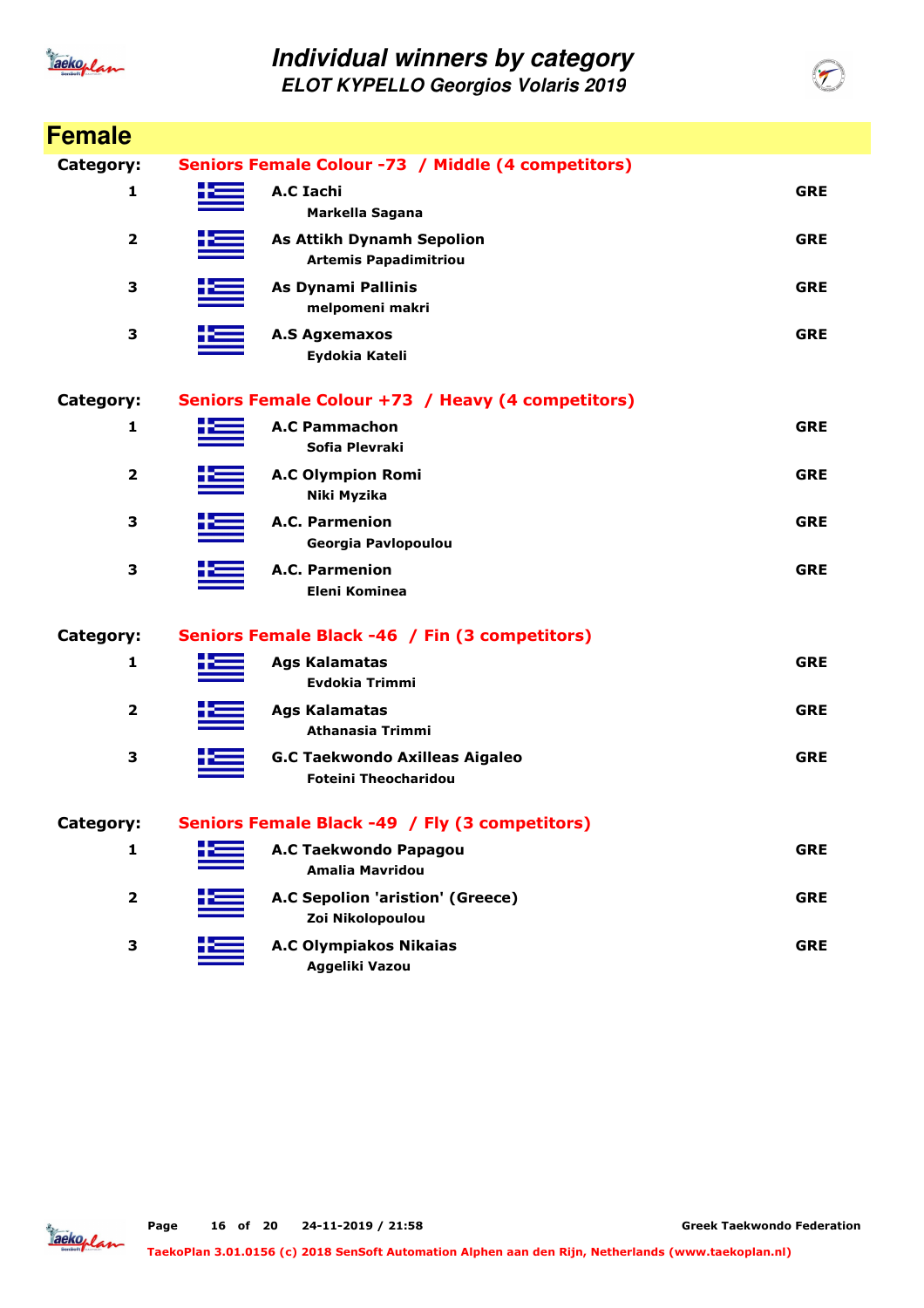# Individual winners by category

## ELOT KYPELLO Georgios Volaris 2019

## Female

**Category:** **Seniors Female Colour -73 / Middle (4 competitors)**

| Place | Club / Athlete | Country |
|---|---|---|
| 1 | **A.C Iachi**<br>Markella Sagana | GRE |
| 2 | **As Attikh Dynamh Sepolion**<br>Artemis Papadimitriou | GRE |
| 3 | **As Dynami Pallinis**<br>melpomeni makri | GRE |
| 3 | **A.S Agxemaxos**<br>Eydokia Kateli | GRE |

**Category:** **Seniors Female Colour +73 / Heavy (4 competitors)**

| Place | Club / Athlete | Country |
|---|---|---|
| 1 | **A.C Pammachon**<br>Sofia Plevraki | GRE |
| 2 | **A.C Olympion Romi**<br>Niki Myzika | GRE |
| 3 | **A.C. Parmenion**<br>Georgia Pavlopoulou | GRE |
| 3 | **A.C. Parmenion**<br>Eleni Kominea | GRE |

**Category:** **Seniors Female Black -46 / Fin (3 competitors)**

| Place | Club / Athlete | Country |
|---|---|---|
| 1 | **Ags Kalamatas**<br>Evdokia Trimmi | GRE |
| 2 | **Ags Kalamatas**<br>Athanasia Trimmi | GRE |
| 3 | **G.C Taekwondo Axilleas Aigaleo**<br>Foteini Theocharidou | GRE |

**Category:** **Seniors Female Black -49 / Fly (3 competitors)**

| Place | Club / Athlete | Country |
|---|---|---|
| 1 | **A.C Taekwondo Papagou**<br>Amalia Mavridou | GRE |
| 2 | **A.C Sepolion 'aristion' (Greece)**<br>Zoi Nikolopoulou | GRE |
| 3 | **A.C Olympiakos Nikaias**<br>Aggeliki Vazou | GRE |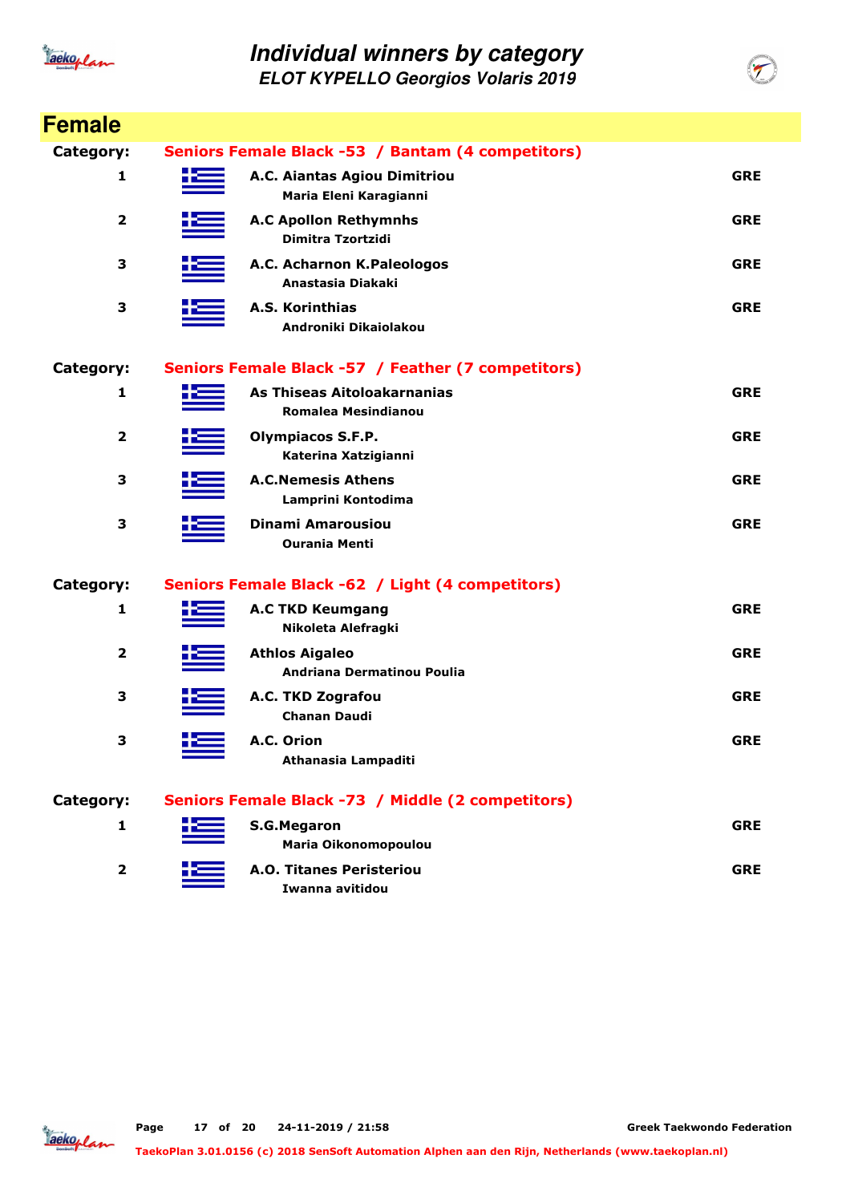# Individual winners by category

## ELOT KYPELLO Georgios Volaris 2019

## Female

**Category:** Seniors Female Black -53 / Bantam (4 competitors)

| Place | Club / Name | Country |
|---|---|---|
| 1 | **A.C. Aiantas Agiou Dimitriou**<br>Maria Eleni Karagianni | GRE |
| 2 | **A.C Apollon Rethymnhs**<br>Dimitra Tzortzidi | GRE |
| 3 | **A.C. Acharnon K.Paleologos**<br>Anastasia Diakaki | GRE |
| 3 | **A.S. Korinthias**<br>Androniki Dikaiolakou | GRE |

**Category:** Seniors Female Black -57 / Feather (7 competitors)

| Place | Club / Name | Country |
|---|---|---|
| 1 | **As Thiseas Aitoloakarnanias**<br>Romalea Mesindianou | GRE |
| 2 | **Olympiacos S.F.P.**<br>Katerina Xatzigianni | GRE |
| 3 | **A.C.Nemesis Athens**<br>Lamprini Kontodima | GRE |
| 3 | **Dinami Amarousiou**<br>Ourania Menti | GRE |

**Category:** Seniors Female Black -62 / Light (4 competitors)

| Place | Club / Name | Country |
|---|---|---|
| 1 | **A.C TKD Keumgang**<br>Nikoleta Alefragki | GRE |
| 2 | **Athlos Aigaleo**<br>Andriana Dermatinou Poulia | GRE |
| 3 | **A.C. TKD Zografou**<br>Chanan Daudi | GRE |
| 3 | **A.C. Orion**<br>Athanasia Lampaditi | GRE |

**Category:** Seniors Female Black -73 / Middle (2 competitors)

| Place | Club / Name | Country |
|---|---|---|
| 1 | **S.G.Megaron**<br>Maria Oikonomopoulou | GRE |
| 2 | **A.O. Titanes Peristeriou**<br>Iwanna avitidou | GRE |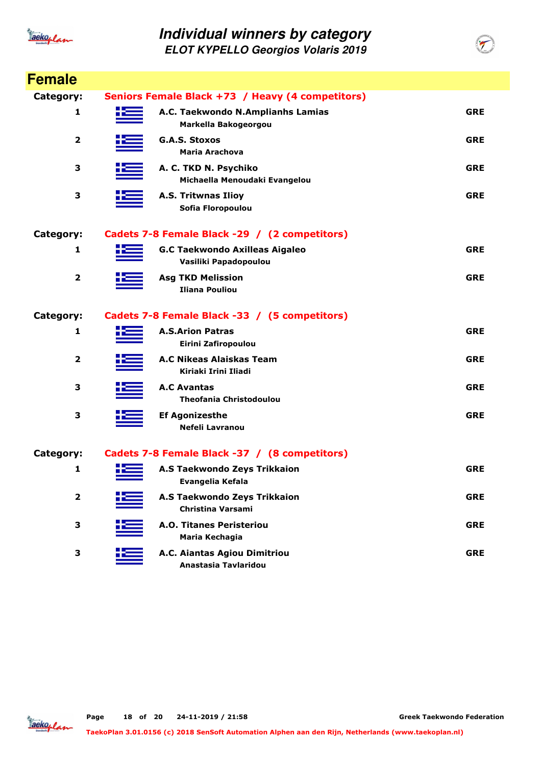# Individual winners by category

## ELOT KYPELLO Georgios Volaris 2019

## Female

**Category:** Seniors Female Black +73 / Heavy (4 competitors)

| Place | Club / Name | Country |
|---|---|---|
| 1 | **A.C. Taekwondo N.Amplianhs Lamias**<br>Markella Bakogeorgou | GRE |
| 2 | **G.A.S. Stoxos**<br>Maria Arachova | GRE |
| 3 | **A. C. TKD N. Psychiko**<br>Michaella Menoudaki Evangelou | GRE |
| 3 | **A.S. Tritwnas Ilioy**<br>Sofia Floropoulou | GRE |

**Category:** Cadets 7-8 Female Black -29 / (2 competitors)

| Place | Club / Name | Country |
|---|---|---|
| 1 | **G.C Taekwondo Axilleas Aigaleo**<br>Vasiliki Papadopoulou | GRE |
| 2 | **Asg TKD Melission**<br>Iliana Pouliou | GRE |

**Category:** Cadets 7-8 Female Black -33 / (5 competitors)

| Place | Club / Name | Country |
|---|---|---|
| 1 | **A.S.Arion Patras**<br>Eirini Zafiropoulou | GRE |
| 2 | **A.C Nikeas Alaiskas Team**<br>Kiriaki Irini Iliadi | GRE |
| 3 | **A.C Avantas**<br>Theofania Christodoulou | GRE |
| 3 | **Ef Agonizesthe**<br>Nefeli Lavranou | GRE |

**Category:** Cadets 7-8 Female Black -37 / (8 competitors)

| Place | Club / Name | Country |
|---|---|---|
| 1 | **A.S Taekwondo Zeys Trikkaion**<br>Evangelia Kefala | GRE |
| 2 | **A.S Taekwondo Zeys Trikkaion**<br>Christina Varsami | GRE |
| 3 | **A.O. Titanes Peristeriou**<br>Maria Kechagia | GRE |
| 3 | **A.C. Aiantas Agiou Dimitriou**<br>Anastasia Tavlaridou | GRE |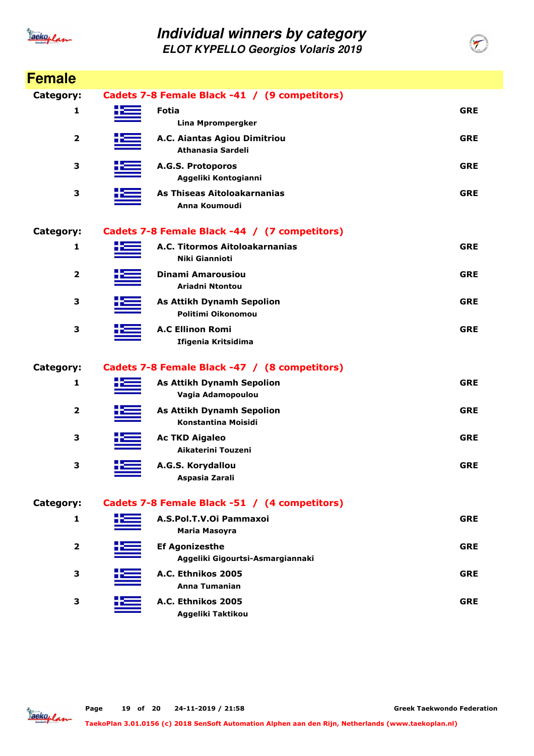# Individual winners by category

## ELOT KYPELLO Georgios Volaris 2019

## Female

**Category:** Cadets 7-8 Female Black -41 / (9 competitors)

| Place | Club / Name | Country |
|---|---|---|
| 1 | **Fotia**<br>Lina Mprompergker | GRE |
| 2 | **A.C. Aiantas Agiou Dimitriou**<br>Athanasia Sardeli | GRE |
| 3 | **A.G.S. Protoporos**<br>Aggeliki Kontogianni | GRE |
| 3 | **As Thiseas Aitoloakarnanias**<br>Anna Koumoudi | GRE |

**Category:** Cadets 7-8 Female Black -44 / (7 competitors)

| Place | Club / Name | Country |
|---|---|---|
| 1 | **A.C. Titormos Aitoloakarnanias**<br>Niki Giannioti | GRE |
| 2 | **Dinami Amarousiou**<br>Ariadni Ntontou | GRE |
| 3 | **As Attikh Dynamh Sepolion**<br>Politimi Oikonomou | GRE |
| 3 | **A.C Ellinon Romi**<br>Ifigenia Kritsidima | GRE |

**Category:** Cadets 7-8 Female Black -47 / (8 competitors)

| Place | Club / Name | Country |
|---|---|---|
| 1 | **As Attikh Dynamh Sepolion**<br>Vagia Adamopoulou | GRE |
| 2 | **As Attikh Dynamh Sepolion**<br>Konstantina Moisidi | GRE |
| 3 | **Ac TKD Aigaleo**<br>Aikaterini Touzeni | GRE |
| 3 | **A.G.S. Korydallou**<br>Aspasia Zarali | GRE |

**Category:** Cadets 7-8 Female Black -51 / (4 competitors)

| Place | Club / Name | Country |
|---|---|---|
| 1 | **A.S.Pol.T.V.Oi Pammaxoi**<br>Maria Masoyra | GRE |
| 2 | **Ef Agonizesthe**<br>Aggeliki Gigourtsi-Asmargiannaki | GRE |
| 3 | **A.C. Ethnikos 2005**<br>Anna Tumanian | GRE |
| 3 | **A.C. Ethnikos 2005**<br>Aggeliki Taktikou | GRE |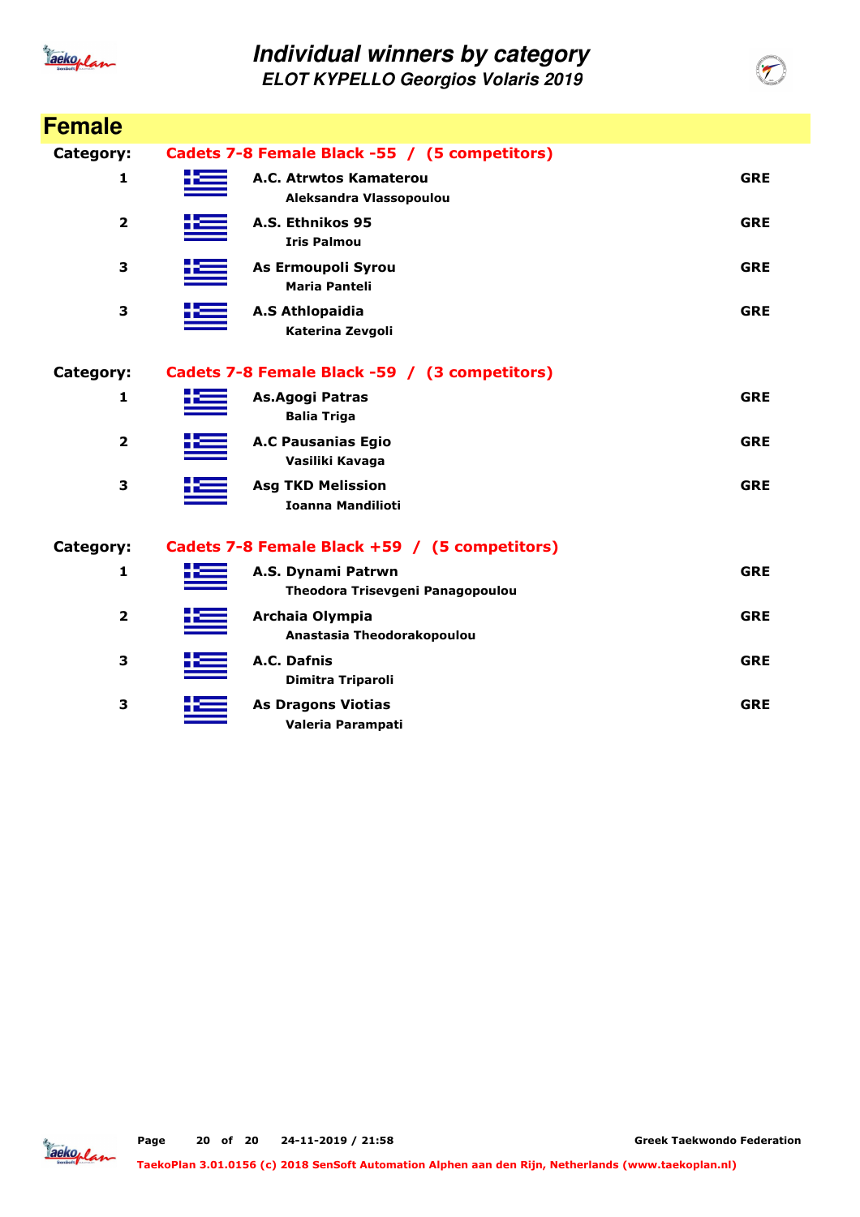# Individual winners by category

## ELOT KYPELLO Georgios Volaris 2019

## Female

**Category: Cadets 7-8 Female Black -55 / (5 competitors)**

| | | |
|---|---|---|
| 1 | A.C. Atrwtos Kamaterou<br>Aleksandra Vlassopoulou | GRE |
| 2 | A.S. Ethnikos 95<br>Iris Palmou | GRE |
| 3 | As Ermoupoli Syrou<br>Maria Panteli | GRE |
| 3 | A.S Athlopaidia<br>Katerina Zevgoli | GRE |

**Category: Cadets 7-8 Female Black -59 / (3 competitors)**

| | | |
|---|---|---|
| 1 | As.Agogi Patras<br>Balia Triga | GRE |
| 2 | A.C Pausanias Egio<br>Vasiliki Kavaga | GRE |
| 3 | Asg TKD Melission<br>Ioanna Mandilioti | GRE |

**Category: Cadets 7-8 Female Black +59 / (5 competitors)**

| | | |
|---|---|---|
| 1 | A.S. Dynami Patrwn<br>Theodora Trisevgeni Panagopoulou | GRE |
| 2 | Archaia Olympia<br>Anastasia Theodorakopoulou | GRE |
| 3 | A.C. Dafnis<br>Dimitra Triparoli | GRE |
| 3 | As Dragons Viotias<br>Valeria Parampati | GRE |

24-11-2019 / 21:58 — Greek Taekwondo Federation

TaekoPlan 3.01.0156 (c) 2018 SenSoft Automation Alphen aan den Rijn, Netherlands (www.taekoplan.nl)